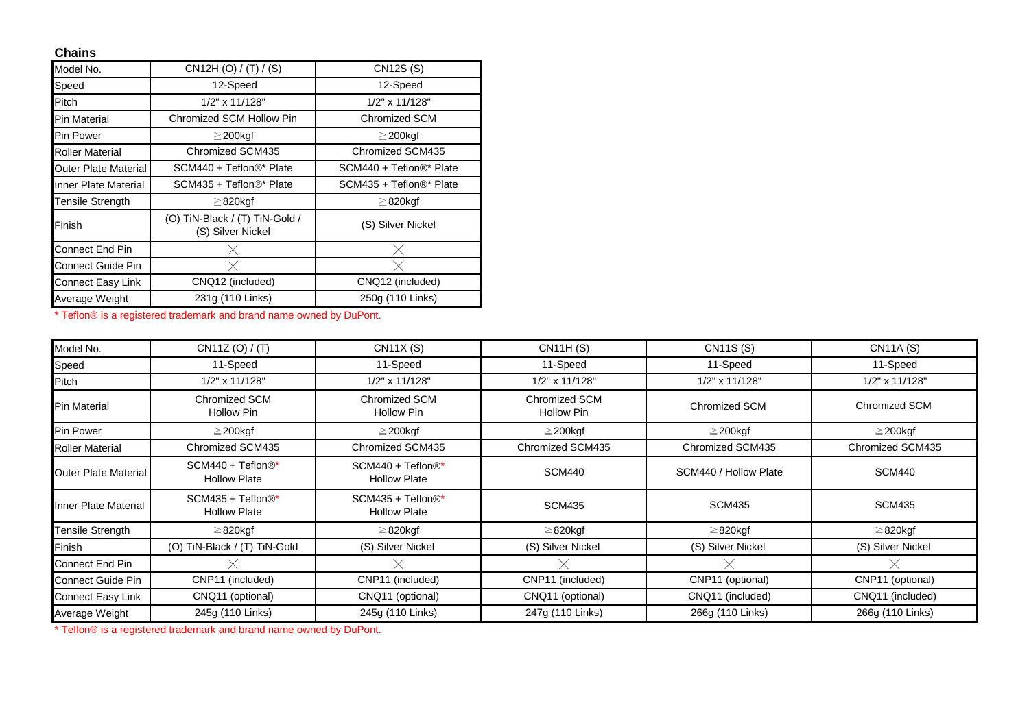**Chains**

| Model No. | CN12H (O) / (T) / (S) | CN12S (S) |
| --- | --- | --- |
| Speed | 12-Speed | 12-Speed |
| Pitch | 1/2" x 11/128" | 1/2" x 11/128" |
| Pin Material | Chromized SCM Hollow Pin | Chromized SCM |
| Pin Power | ≧200kgf | ≧200kgf |
| Roller Material | Chromized SCM435 | Chromized SCM435 |
| Outer Plate Material | SCM440 + Teflon®* Plate | SCM440 + Teflon®* Plate |
| Inner Plate Material | SCM435 + Teflon®* Plate | SCM435 + Teflon®* Plate |
| Tensile Strength | ≧820kgf | ≧820kgf |
| Finish | (O) TiN-Black / (T) TiN-Gold / (S) Silver Nickel | (S) Silver Nickel |
| Connect End Pin | × | × |
| Connect Guide Pin | × | × |
| Connect Easy Link | CNQ12 (included) | CNQ12 (included) |
| Average Weight | 231g (110 Links) | 250g (110 Links) |

* Teflon® is a registered trademark and brand name owned by DuPont.

| Model No. | CN11Z (O) / (T) | CN11X (S) | CN11H (S) | CN11S (S) | CN11A (S) |
| --- | --- | --- | --- | --- | --- |
| Speed | 11-Speed | 11-Speed | 11-Speed | 11-Speed | 11-Speed |
| Pitch | 1/2" x 11/128" | 1/2" x 11/128" | 1/2" x 11/128" | 1/2" x 11/128" | 1/2" x 11/128" |
| Pin Material | Chromized SCM Hollow Pin | Chromized SCM Hollow Pin | Chromized SCM Hollow Pin | Chromized SCM | Chromized SCM |
| Pin Power | ≧200kgf | ≧200kgf | ≧200kgf | ≧200kgf | ≧200kgf |
| Roller Material | Chromized SCM435 | Chromized SCM435 | Chromized SCM435 | Chromized SCM435 | Chromized SCM435 |
| Outer Plate Material | SCM440 + Teflon®* Hollow Plate | SCM440 + Teflon®* Hollow Plate | SCM440 | SCM440 / Hollow Plate | SCM440 |
| Inner Plate Material | SCM435 + Teflon®* Hollow Plate | SCM435 + Teflon®* Hollow Plate | SCM435 | SCM435 | SCM435 |
| Tensile Strength | ≧820kgf | ≧820kgf | ≧820kgf | ≧820kgf | ≧820kgf |
| Finish | (O) TiN-Black / (T) TiN-Gold | (S) Silver Nickel | (S) Silver Nickel | (S) Silver Nickel | (S) Silver Nickel |
| Connect End Pin | × | × | × | × | × |
| Connect Guide Pin | CNP11 (included) | CNP11 (included) | CNP11 (included) | CNP11 (optional) | CNP11 (optional) |
| Connect Easy Link | CNQ11 (optional) | CNQ11 (optional) | CNQ11 (optional) | CNQ11 (included) | CNQ11 (included) |
| Average Weight | 245g (110 Links) | 245g (110 Links) | 247g (110 Links) | 266g (110 Links) | 266g (110 Links) |

* Teflon® is a registered trademark and brand name owned by DuPont.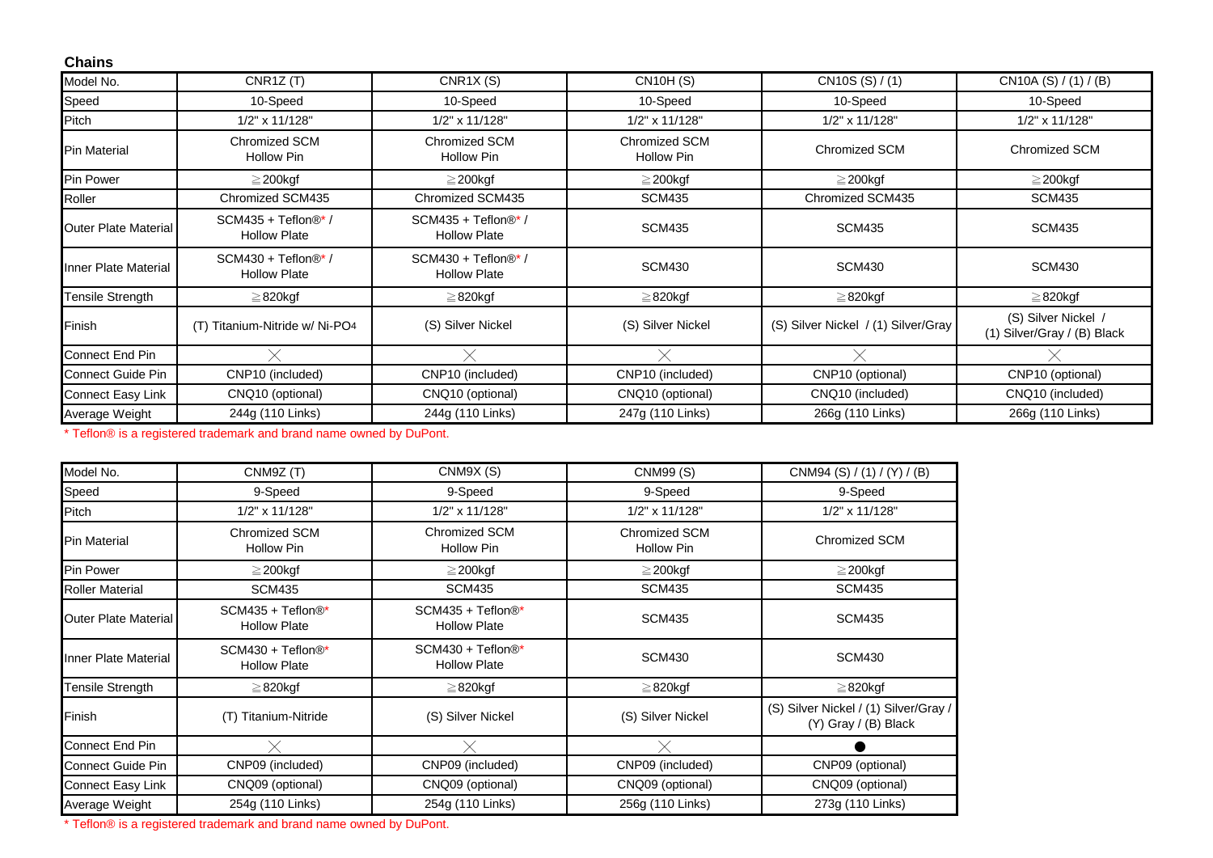**Chains**

| Model No. | CNR1Z (T) | CNR1X (S) | CN10H (S) | CN10S (S) / (1) | CN10A (S) / (1) / (B) |
|---|---|---|---|---|---|
| Speed | 10-Speed | 10-Speed | 10-Speed | 10-Speed | 10-Speed |
| Pitch | 1/2" x 11/128" | 1/2" x 11/128" | 1/2" x 11/128" | 1/2" x 11/128" | 1/2" x 11/128" |
| Pin Material | Chromized SCM Hollow Pin | Chromized SCM Hollow Pin | Chromized SCM Hollow Pin | Chromized SCM | Chromized SCM |
| Pin Power | ≧200kgf | ≧200kgf | ≧200kgf | ≧200kgf | ≧200kgf |
| Roller | Chromized SCM435 | Chromized SCM435 | SCM435 | Chromized SCM435 | SCM435 |
| Outer Plate Material | SCM435 + Teflon®* / Hollow Plate | SCM435 + Teflon®* / Hollow Plate | SCM435 | SCM435 | SCM435 |
| Inner Plate Material | SCM430 + Teflon®* / Hollow Plate | SCM430 + Teflon®* / Hollow Plate | SCM430 | SCM430 | SCM430 |
| Tensile Strength | ≧820kgf | ≧820kgf | ≧820kgf | ≧820kgf | ≧820kgf |
| Finish | (T) Titanium-Nitride w/ Ni-$PO_4$ | (S) Silver Nickel | (S) Silver Nickel | (S) Silver Nickel / (1) Silver/Gray | (S) Silver Nickel / (1) Silver/Gray / (B) Black |
| Connect End Pin | × | × | × | × | × |
| Connect Guide Pin | CNP10 (included) | CNP10 (included) | CNP10 (included) | CNP10 (optional) | CNP10 (optional) |
| Connect Easy Link | CNQ10 (optional) | CNQ10 (optional) | CNQ10 (optional) | CNQ10 (included) | CNQ10 (included) |
| Average Weight | 244g (110 Links) | 244g (110 Links) | 247g (110 Links) | 266g (110 Links) | 266g (110 Links) |

* Teflon® is a registered trademark and brand name owned by DuPont.

| Model No. | CNM9Z (T) | CNM9X (S) | CNM99 (S) | CNM94 (S) / (1) / (Y) / (B) |
|---|---|---|---|---|
| Speed | 9-Speed | 9-Speed | 9-Speed | 9-Speed |
| Pitch | 1/2" x 11/128" | 1/2" x 11/128" | 1/2" x 11/128" | 1/2" x 11/128" |
| Pin Material | Chromized SCM Hollow Pin | Chromized SCM Hollow Pin | Chromized SCM Hollow Pin | Chromized SCM |
| Pin Power | ≧200kgf | ≧200kgf | ≧200kgf | ≧200kgf |
| Roller Material | SCM435 | SCM435 | SCM435 | SCM435 |
| Outer Plate Material | SCM435 + Teflon®* Hollow Plate | SCM435 + Teflon®* Hollow Plate | SCM435 | SCM435 |
| Inner Plate Material | SCM430 + Teflon®* Hollow Plate | SCM430 + Teflon®* Hollow Plate | SCM430 | SCM430 |
| Tensile Strength | ≧820kgf | ≧820kgf | ≧820kgf | ≧820kgf |
| Finish | (T) Titanium-Nitride | (S) Silver Nickel | (S) Silver Nickel | (S) Silver Nickel / (1) Silver/Gray / (Y) Gray / (B) Black |
| Connect End Pin | × | × | × | ● |
| Connect Guide Pin | CNP09 (included) | CNP09 (included) | CNP09 (included) | CNP09 (optional) |
| Connect Easy Link | CNQ09 (optional) | CNQ09 (optional) | CNQ09 (optional) | CNQ09 (optional) |
| Average Weight | 254g (110 Links) | 254g (110 Links) | 256g (110 Links) | 273g (110 Links) |

* Teflon® is a registered trademark and brand name owned by DuPont.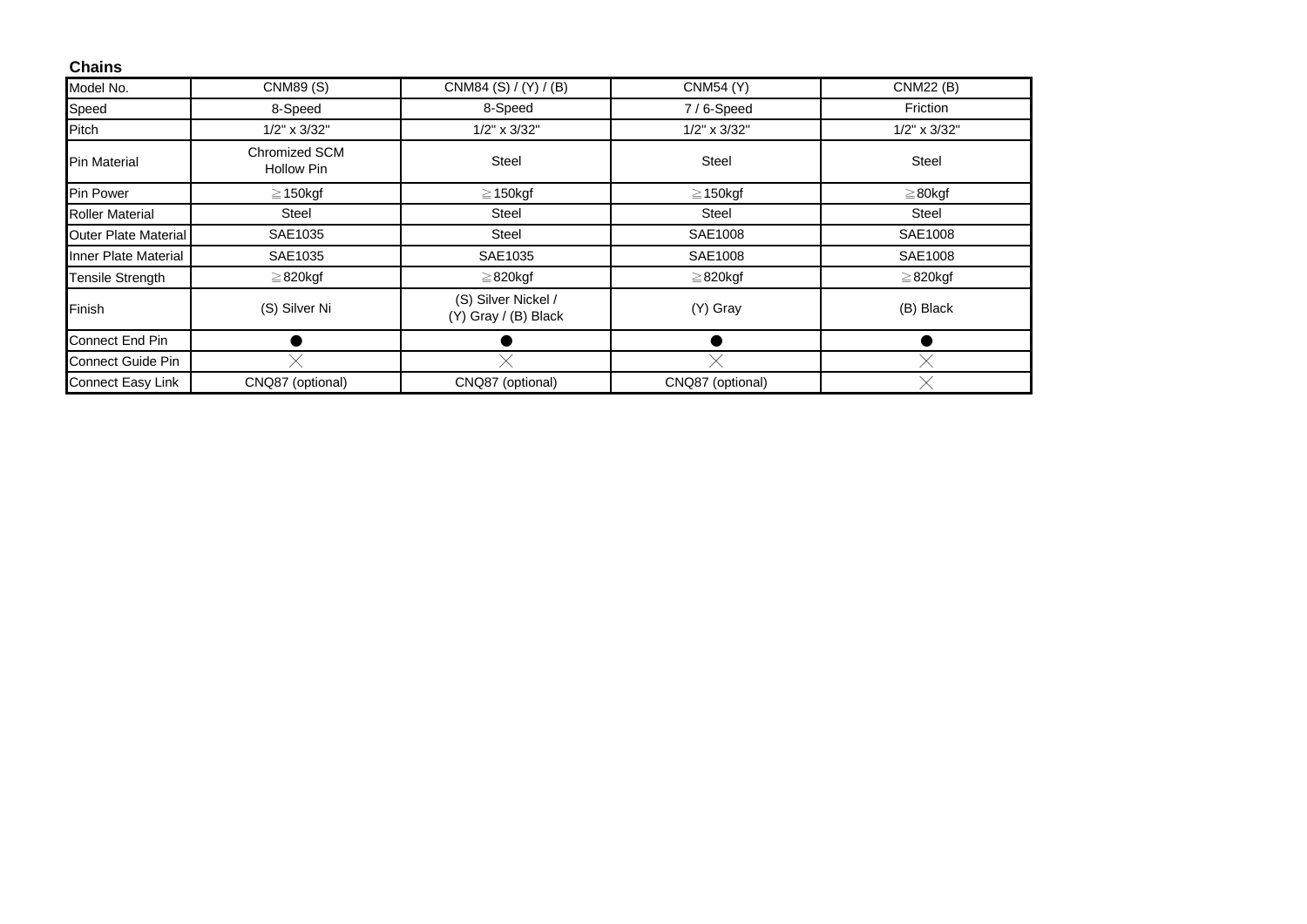**Chains**

| Model No. | CNM89 (S) | CNM84 (S) / (Y) / (B) | CNM54 (Y) | CNM22 (B) |
|---|---|---|---|---|
| Speed | 8-Speed | 8-Speed | 7 / 6-Speed | Friction |
| Pitch | 1/2" x 3/32" | 1/2" x 3/32" | 1/2" x 3/32" | 1/2" x 3/32" |
| Pin Material | Chromized SCM Hollow Pin | Steel | Steel | Steel |
| Pin Power | ≧150kgf | ≧150kgf | ≧150kgf | ≧80kgf |
| Roller Material | Steel | Steel | Steel | Steel |
| Outer Plate Material | SAE1035 | Steel | SAE1008 | SAE1008 |
| Inner Plate Material | SAE1035 | SAE1035 | SAE1008 | SAE1008 |
| Tensile Strength | ≧820kgf | ≧820kgf | ≧820kgf | ≧820kgf |
| Finish | (S) Silver Ni | (S) Silver Nickel / (Y) Gray / (B) Black | (Y) Gray | (B) Black |
| Connect End Pin | ● | ● | ● | ● |
| Connect Guide Pin | ╳ | ╳ | ╳ | ╳ |
| Connect Easy Link | CNQ87 (optional) | CNQ87 (optional) | CNQ87 (optional) | ╳ |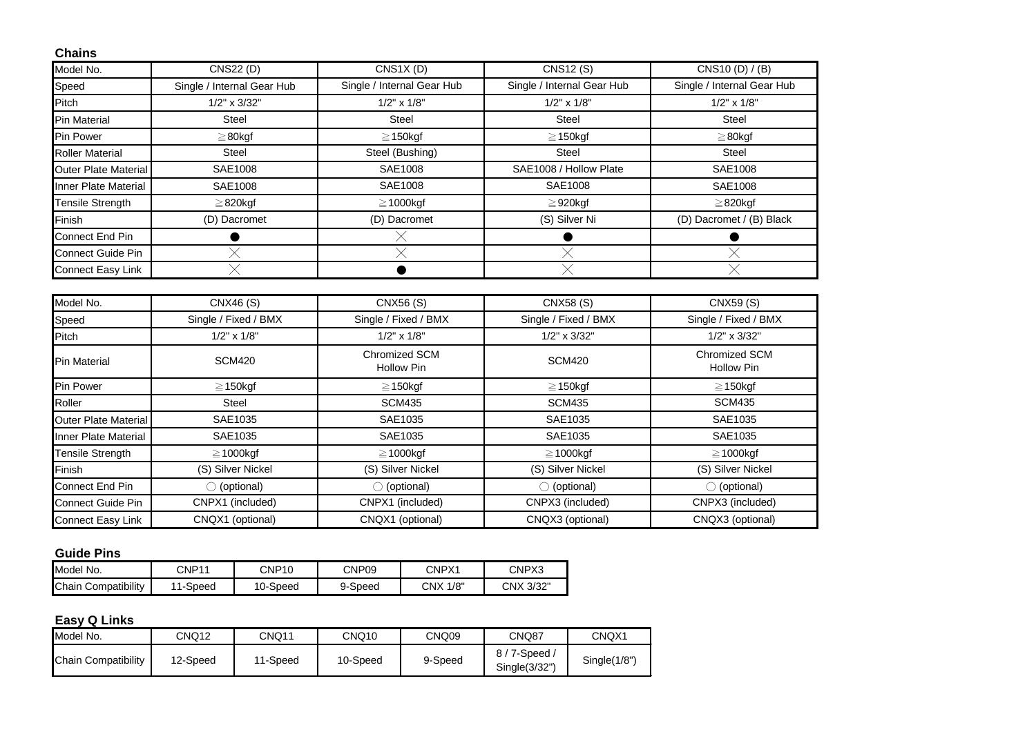## Chains

| Model No. | CNS22 (D) | CNS1X (D) | CNS12 (S) | CNS10 (D) / (B) |
|---|---|---|---|---|
| Speed | Single / Internal Gear Hub | Single / Internal Gear Hub | Single / Internal Gear Hub | Single / Internal Gear Hub |
| Pitch | 1/2" x 3/32" | 1/2" x 1/8" | 1/2" x 1/8" | 1/2" x 1/8" |
| Pin Material | Steel | Steel | Steel | Steel |
| Pin Power | ≧80kgf | ≧150kgf | ≧150kgf | ≧80kgf |
| Roller Material | Steel | Steel (Bushing) | Steel | Steel |
| Outer Plate Material | SAE1008 | SAE1008 | SAE1008 / Hollow Plate | SAE1008 |
| Inner Plate Material | SAE1008 | SAE1008 | SAE1008 | SAE1008 |
| Tensile Strength | ≧820kgf | ≧1000kgf | ≧920kgf | ≧820kgf |
| Finish | (D) Dacromet | (D) Dacromet | (S) Silver Ni | (D) Dacromet / (B) Black |
| Connect End Pin | ● | × | ● | ● |
| Connect Guide Pin | × | × | × | × |
| Connect Easy Link | × | ● | × | × |

| Model No. | CNX46 (S) | CNX56 (S) | CNX58 (S) | CNX59 (S) |
|---|---|---|---|---|
| Speed | Single / Fixed / BMX | Single / Fixed / BMX | Single / Fixed / BMX | Single / Fixed / BMX |
| Pitch | 1/2" x 1/8" | 1/2" x 1/8" | 1/2" x 3/32" | 1/2" x 3/32" |
| Pin Material | SCM420 | Chromized SCM Hollow Pin | SCM420 | Chromized SCM Hollow Pin |
| Pin Power | ≧150kgf | ≧150kgf | ≧150kgf | ≧150kgf |
| Roller | Steel | SCM435 | SCM435 | SCM435 |
| Outer Plate Material | SAE1035 | SAE1035 | SAE1035 | SAE1035 |
| Inner Plate Material | SAE1035 | SAE1035 | SAE1035 | SAE1035 |
| Tensile Strength | ≧1000kgf | ≧1000kgf | ≧1000kgf | ≧1000kgf |
| Finish | (S) Silver Nickel | (S) Silver Nickel | (S) Silver Nickel | (S) Silver Nickel |
| Connect End Pin | ○ (optional) | ○ (optional) | ○ (optional) | ○ (optional) |
| Connect Guide Pin | CNPX1 (included) | CNPX1 (included) | CNPX3 (included) | CNPX3 (included) |
| Connect Easy Link | CNQX1 (optional) | CNQX1 (optional) | CNQX3 (optional) | CNQX3 (optional) |

## Guide Pins

| Model No. | CNP11 | CNP10 | CNP09 | CNPX1 | CNPX3 |
|---|---|---|---|---|---|
| Chain Compatibility | 11-Speed | 10-Speed | 9-Speed | CNX 1/8" | CNX 3/32" |

## Easy Q Links

| Model No. | CNQ12 | CNQ11 | CNQ10 | CNQ09 | CNQ87 | CNQX1 |
|---|---|---|---|---|---|---|
| Chain Compatibility | 12-Speed | 11-Speed | 10-Speed | 9-Speed | 8 / 7-Speed / Single(3/32") | Single(1/8") |